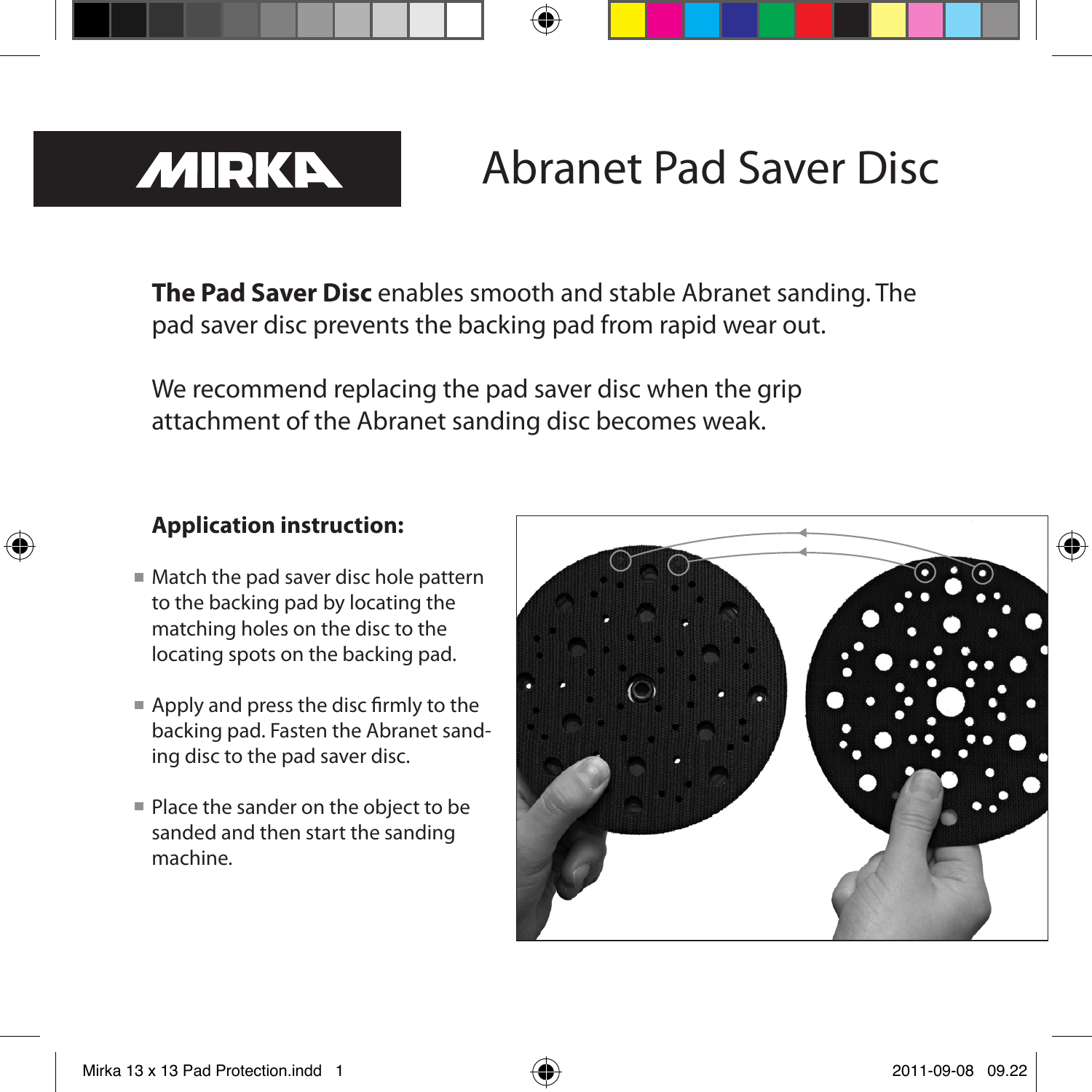# MIRKA

# Abranet Pad Saver Disc

**The Pad Saver Disc** enables smooth and stable Abranet sanding. The pad saver disc prevents the backing pad from rapid wear out.

We recommend replacing the pad saver disc when the grip attachment of the Abranet sanding disc becomes weak.

**Application instruction:**

- Match the pad saver disc hole pattern to the backing pad by locating the matching holes on the disc to the locating spots on the backing pad.
- Apply and press the disc firmly to the backing pad. Fasten the Abranet sanding disc to the pad saver disc.
- Place the sander on the object to be sanded and then start the sanding machine.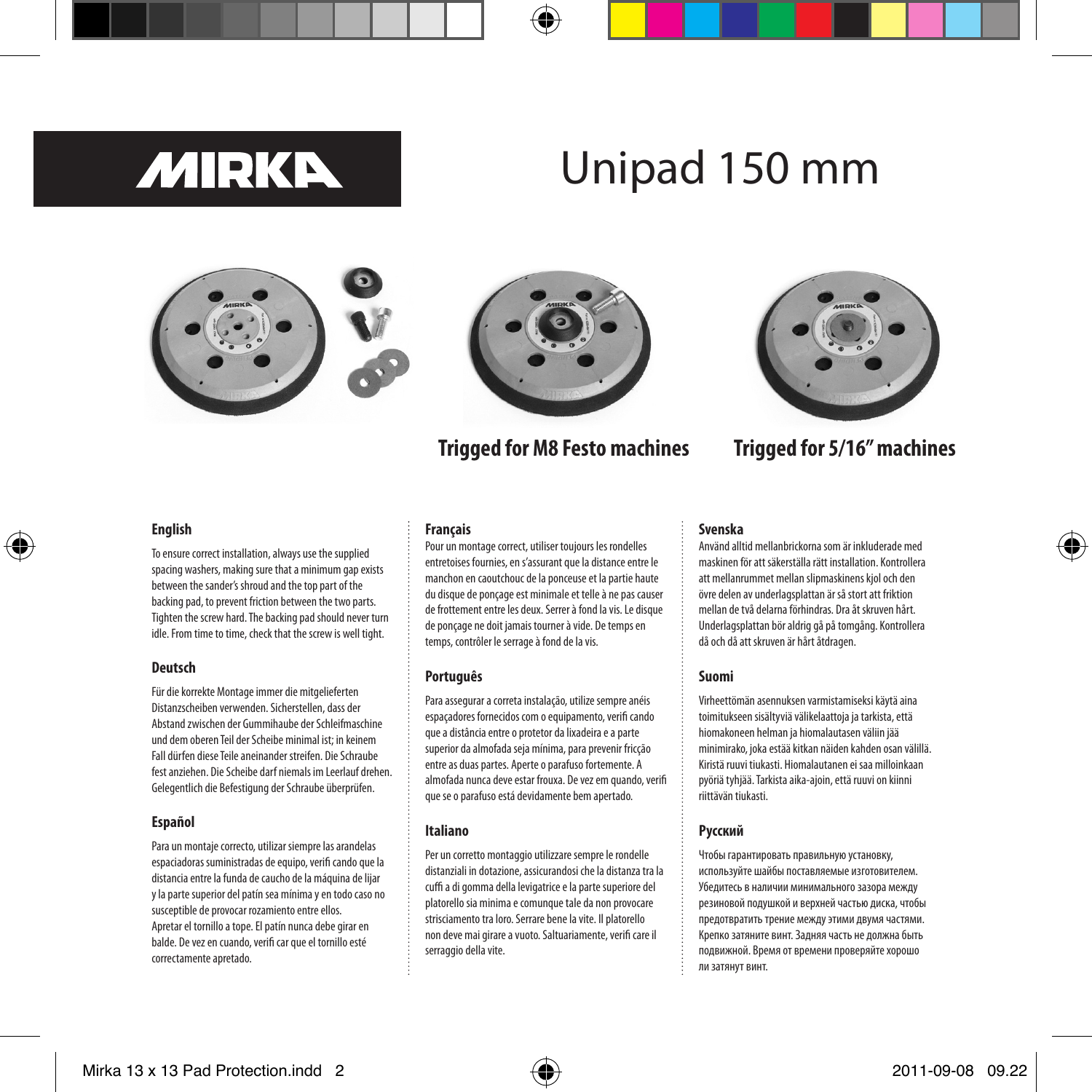# MIRKA

# Unipad 150 mm

**Trigged for M8 Festo machines**

**Trigged for 5/16" machines**

### English

To ensure correct installation, always use the supplied spacing washers, making sure that a minimum gap exists between the sander's shroud and the top part of the backing pad, to prevent friction between the two parts. Tighten the screw hard. The backing pad should never turn idle. From time to time, check that the screw is well tight.

### Deutsch

Für die korrekte Montage immer die mitgelieferten Distanzscheiben verwenden. Sicherstellen, dass der Abstand zwischen der Gummihaube der Schleifmaschine und dem oberen Teil der Scheibe minimal ist; in keinem Fall dürfen diese Teile aneinander streifen. Die Schraube fest anziehen. Die Scheibe darf niemals im Leerlauf drehen. Gelegentlich die Befestigung der Schraube überprüfen.

### Español

Para un montaje correcto, utilizar siempre las arandelas espaciadoras suministradas de equipo, verifi cando que la distancia entre la funda de caucho de la máquina de lijar y la parte superior del patín sea mínima y en todo caso no susceptible de provocar rozamiento entre ellos. Apretar el tornillo a tope. El patín nunca debe girar en balde. De vez en cuando, verifi car que el tornillo esté correctamente apretado.

### Français

Pour un montage correct, utiliser toujours les rondelles entretoises fournies, en s'assurant que la distance entre le manchon en caoutchouc de la ponceuse et la partie haute du disque de ponçage est minimale et telle à ne pas causer de frottement entre les deux. Serrer à fond la vis. Le disque de ponçage ne doit jamais tourner à vide. De temps en temps, contrôler le serrage à fond de la vis.

### Português

Para assegurar a correta instalação, utilize sempre anéis espaçadores fornecidos com o equipamento, verifi cando que a distância entre o protetor da lixadeira e a parte superior da almofada seja mínima, para prevenir fricção entre as duas partes. Aperte o parafuso fortemente. A almofada nunca deve estar frouxa. De vez em quando, verifi que se o parafuso está devidamente bem apertado.

### Italiano

Per un corretto montaggio utilizzare sempre le rondelle distanziali in dotazione, assicurandosi che la distanza tra la cuffi a di gomma della levigatrice e la parte superiore del platorello sia minima e comunque tale da non provocare strisciamento tra loro. Serrare bene la vite. Il platorello non deve mai girare a vuoto. Saltuariamente, verifi care il serraggio della vite.

### Svenska

Använd alltid mellanbrickorna som är inkluderade med maskinen för att säkerställa rätt installation. Kontrollera att mellanrummet mellan slipmaskinens kjol och den övre delen av underlagsplattan är så stort att friktion mellan de två delarna förhindras. Dra åt skruven hårt. Underlagsplattan bör aldrig gå på tomgång. Kontrollera då och då att skruven är hårt åtdragen.

### Suomi

Virheettömän asennuksen varmistamiseksi käytä aina toimitukseen sisältyviä välikelaattoja ja tarkista, että hiomakoneen helman ja hiomalautasen väliin jää minimirako, joka estää kitkan näiden kahden osan välillä. Kiristä ruuvi tiukasti. Hiomalautanen ei saa milloinkaan pyöriä tyhjää. Tarkista aika-ajoin, että ruuvi on kiinni riittävän tiukasti.

### Русский

Чтобы гарантировать правильную установку, используйте шайбы поставляемые изготовителем. Убедитесь в наличии минимального зазора между резиновой подушкой и верхней частью диска, чтобы предотвратить трение между этими двумя частями. Крепко затяните винт. Задняя часть не должна быть подвижной. Время от времени проверяйте хорошо ли затянут винт.